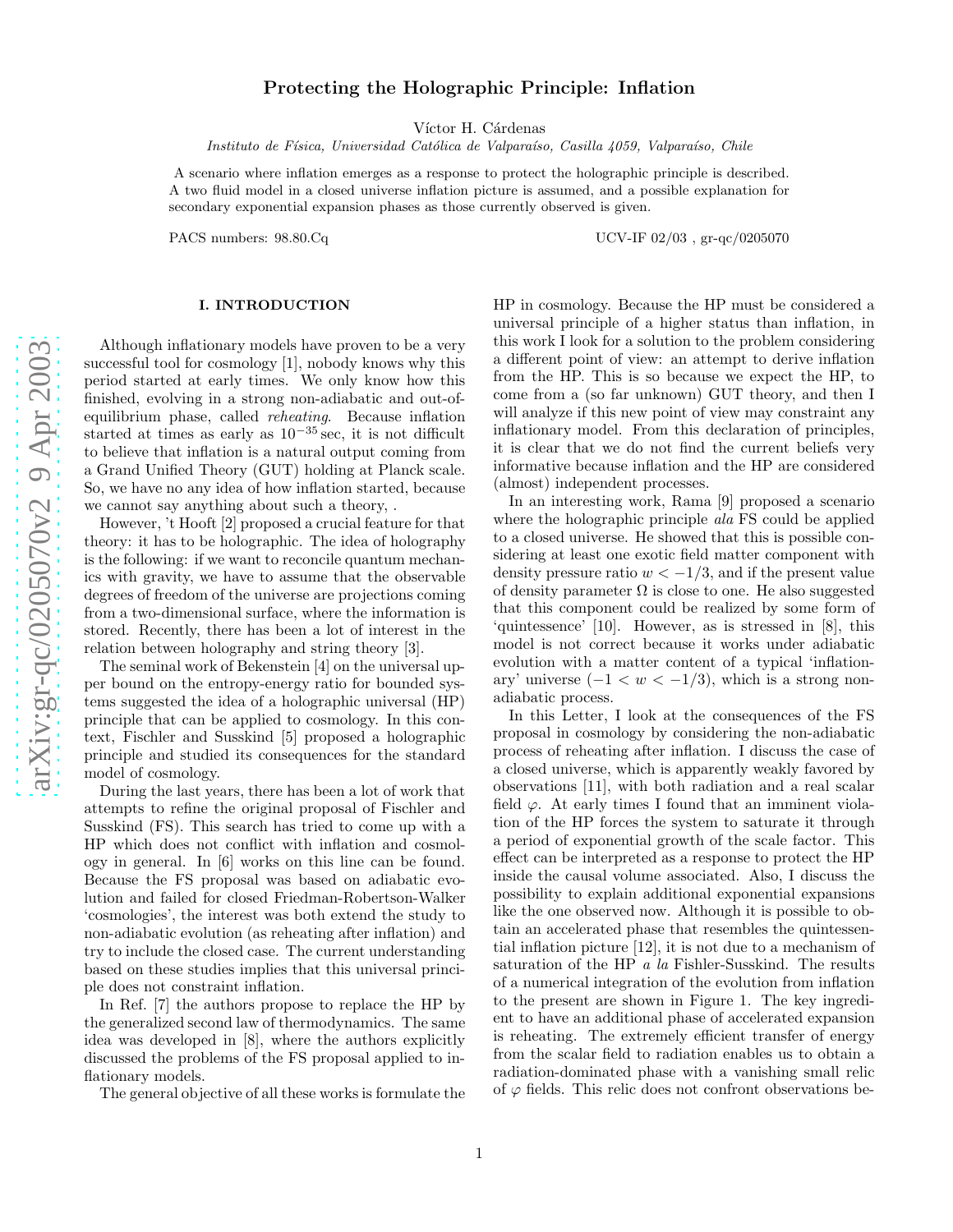# Protecting the Holographic Principle: Inflation

Víctor H. Cárdenas

*Instituto de Física, Universidad Católica de Valparaíso, Casilla 4059, Valparaíso, Chile*

A scenario where inflation emerges as a response to protect the holographic principle is described. A two fluid model in a closed universe inflation picture is assumed, and a possible explanation for secondary exponential expansion phases as those currently observed is given.

PACS numbers: 98.80.Cq

UCV-IF 02/03 , gr-qc/0205070

## I. INTRODUCTION

Although inflationary models have proven to be a very successful tool for cosmology [1], nobody knows why this period started at early times. We only know how this finished, evolving in a strong non-adiabatic and out-of-equilibrium phase, called *reheating*. Because inflation started at times as early as $10^{-35}$ sec, it is not difficult to believe that inflation is a natural output coming from a Grand Unified Theory (GUT) holding at Planck scale. So, we have no any idea of how inflation started, because we cannot say anything about such a theory, .

However, 't Hooft [2] proposed a crucial feature for that theory: it has to be holographic. The idea of holography is the following: if we want to reconcile quantum mechanics with gravity, we have to assume that the observable degrees of freedom of the universe are projections coming from a two-dimensional surface, where the information is stored. Recently, there has been a lot of interest in the relation between holography and string theory [3].

The seminal work of Bekenstein [4] on the universal upper bound on the entropy-energy ratio for bounded systems suggested the idea of a holographic universal (HP) principle that can be applied to cosmology. In this context, Fischler and Susskind [5] proposed a holographic principle and studied its consequences for the standard model of cosmology.

During the last years, there has been a lot of work that attempts to refine the original proposal of Fischler and Susskind (FS). This search has tried to come up with a HP which does not conflict with inflation and cosmology in general. In [6] works on this line can be found. Because the FS proposal was based on adiabatic evolution and failed for closed Friedman-Robertson-Walker 'cosmologies', the interest was both extend the study to non-adiabatic evolution (as reheating after inflation) and try to include the closed case. The current understanding based on these studies implies that this universal principle does not constraint inflation.

In Ref. [7] the authors propose to replace the HP by the generalized second law of thermodynamics. The same idea was developed in [8], where the authors explicitly discussed the problems of the FS proposal applied to inflationary models.

The general objective of all these works is formulate the HP in cosmology. Because the HP must be considered a universal principle of a higher status than inflation, in this work I look for a solution to the problem considering a different point of view: an attempt to derive inflation from the HP. This is so because we expect the HP, to come from a (so far unknown) GUT theory, and then I will analyze if this new point of view may constraint any inflationary model. From this declaration of principles, it is clear that we do not find the current beliefs very informative because inflation and the HP are considered (almost) independent processes.

In an interesting work, Rama [9] proposed a scenario where the holographic principle *ala* FS could be applied to a closed universe. He showed that this is possible considering at least one exotic field matter component with density pressure ratio $w < -1/3$, and if the present value of density parameter $\Omega$ is close to one. He also suggested that this component could be realized by some form of 'quintessence' [10]. However, as is stressed in [8], this model is not correct because it works under adiabatic evolution with a matter content of a typical 'inflationary' universe ($-1 < w < -1/3$), which is a strong non-adiabatic process.

In this Letter, I look at the consequences of the FS proposal in cosmology by considering the non-adiabatic process of reheating after inflation. I discuss the case of a closed universe, which is apparently weakly favored by observations [11], with both radiation and a real scalar field $\varphi$. At early times I found that an imminent violation of the HP forces the system to saturate it through a period of exponential growth of the scale factor. This effect can be interpreted as a response to protect the HP inside the causal volume associated. Also, I discuss the possibility to explain additional exponential expansions like the one observed now. Although it is possible to obtain an accelerated phase that resembles the quintessential inflation picture [12], it is not due to a mechanism of saturation of the HP *a la* Fishler-Susskind. The results of a numerical integration of the evolution from inflation to the present are shown in Figure 1. The key ingredient to have an additional phase of accelerated expansion is reheating. The extremely efficient transfer of energy from the scalar field to radiation enables us to obtain a radiation-dominated phase with a vanishing small relic of $\varphi$ fields. This relic does not confront observations be-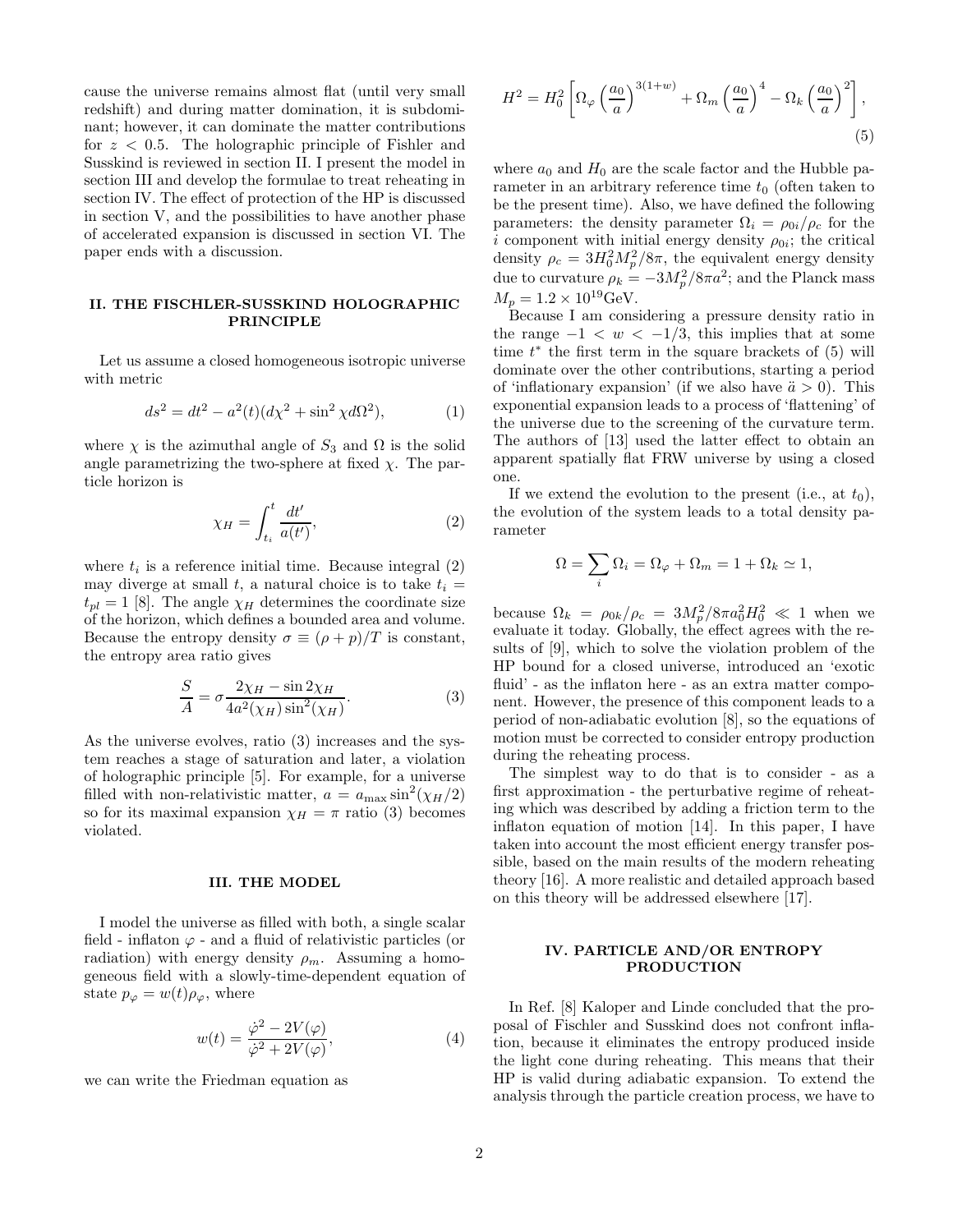cause the universe remains almost flat (until very small redshift) and during matter domination, it is subdominant; however, it can dominate the matter contributions for $z < 0.5$. The holographic principle of Fishler and Susskind is reviewed in section II. I present the model in section III and develop the formulae to treat reheating in section IV. The effect of protection of the HP is discussed in section V, and the possibilities to have another phase of accelerated expansion is discussed in section VI. The paper ends with a discussion.

## II. THE FISCHLER-SUSSKIND HOLOGRAPHIC PRINCIPLE

Let us assume a closed homogeneous isotropic universe with metric

$$ds^2 = dt^2 - a^2(t)(d\chi^2 + \sin^2\chi d\Omega^2), \tag{1}$$

where $\chi$ is the azimuthal angle of $S_3$ and $\Omega$ is the solid angle parametrizing the two-sphere at fixed $\chi$. The particle horizon is

$$\chi_H = \int_{t_i}^{t} \frac{dt'}{a(t')}, \tag{2}$$

where $t_i$ is a reference initial time. Because integral (2) may diverge at small $t$, a natural choice is to take $t_i = t_{pl} = 1$ [8]. The angle $\chi_H$ determines the coordinate size of the horizon, which defines a bounded area and volume. Because the entropy density $\sigma \equiv (\rho + p)/T$ is constant, the entropy area ratio gives

$$\frac{S}{A} = \sigma \frac{2\chi_H - \sin 2\chi_H}{4a^2(\chi_H)\sin^2(\chi_H)}. \tag{3}$$

As the universe evolves, ratio (3) increases and the system reaches a stage of saturation and later, a violation of holographic principle [5]. For example, for a universe filled with non-relativistic matter, $a = a_{\max}\sin^2(\chi_H/2)$ so for its maximal expansion $\chi_H = \pi$ ratio (3) becomes violated.

## III. THE MODEL

I model the universe as filled with both, a single scalar field - inflaton $\varphi$ - and a fluid of relativistic particles (or radiation) with energy density $\rho_m$. Assuming a homogeneous field with a slowly-time-dependent equation of state $p_\varphi = w(t)\rho_\varphi$, where

$$w(t) = \frac{\dot\varphi^2 - 2V(\varphi)}{\dot\varphi^2 + 2V(\varphi)}, \tag{4}$$

we can write the Friedman equation as

$$H^2 = H_0^2\left[\Omega_\varphi\left(\frac{a_0}{a}\right)^{3(1+w)} + \Omega_m\left(\frac{a_0}{a}\right)^4 - \Omega_k\left(\frac{a_0}{a}\right)^2\right], \tag{5}$$

where $a_0$ and $H_0$ are the scale factor and the Hubble parameter in an arbitrary reference time $t_0$ (often taken to be the present time). Also, we have defined the following parameters: the density parameter $\Omega_i = \rho_{0i}/\rho_c$ for the $i$ component with initial energy density $\rho_{0i}$; the critical density $\rho_c = 3H_0^2M_p^2/8\pi$, the equivalent energy density due to curvature $\rho_k = -3M_p^2/8\pi a^2$; and the Planck mass $M_p = 1.2\times 10^{19}$GeV.

Because I am considering a pressure density ratio in the range $-1 < w < -1/3$, this implies that at some time $t^*$ the first term in the square brackets of (5) will dominate over the other contributions, starting a period of 'inflationary expansion' (if we also have $\ddot a > 0$). This exponential expansion leads to a process of 'flattening' of the universe due to the screening of the curvature term. The authors of [13] used the latter effect to obtain an apparent spatially flat FRW universe by using a closed one.

If we extend the evolution to the present (i.e., at $t_0$), the evolution of the system leads to a total density parameter

$$\Omega = \sum_i \Omega_i = \Omega_\varphi + \Omega_m = 1 + \Omega_k \simeq 1,$$

because $\Omega_k = \rho_{0k}/\rho_c = 3M_p^2/8\pi a_0^2 H_0^2 \ll 1$ when we evaluate it today. Globally, the effect agrees with the results of [9], which to solve the violation problem of the HP bound for a closed universe, introduced an 'exotic fluid' - as the inflaton here - as an extra matter component. However, the presence of this component leads to a period of non-adiabatic evolution [8], so the equations of motion must be corrected to consider entropy production during the reheating process.

The simplest way to do that is to consider - as a first approximation - the perturbative regime of reheating which was described by adding a friction term to the inflaton equation of motion [14]. In this paper, I have taken into account the most efficient energy transfer possible, based on the main results of the modern reheating theory [16]. A more realistic and detailed approach based on this theory will be addressed elsewhere [17].

## IV. PARTICLE AND/OR ENTROPY PRODUCTION

In Ref. [8] Kaloper and Linde concluded that the proposal of Fischler and Susskind does not confront inflation, because it eliminates the entropy produced inside the light cone during reheating. This means that their HP is valid during adiabatic expansion. To extend the analysis through the particle creation process, we have to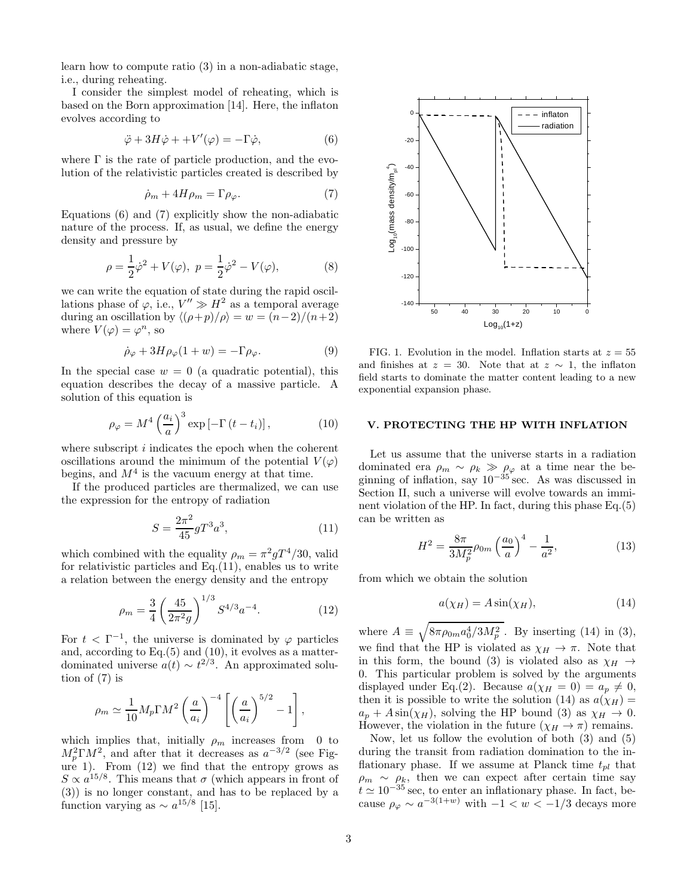learn how to compute ratio (3) in a non-adiabatic stage, i.e., during reheating.

I consider the simplest model of reheating, which is based on the Born approximation [14]. Here, the inflaton evolves according to

$$\ddot{\varphi} + 3H\dot{\varphi} + +V'(\varphi) = -\Gamma\dot{\varphi}, \tag{6}$$

where $\Gamma$ is the rate of particle production, and the evolution of the relativistic particles created is described by

$$\dot{\rho}_m + 4H\rho_m = \Gamma\rho_\varphi. \tag{7}$$

Equations (6) and (7) explicitly show the non-adiabatic nature of the process. If, as usual, we define the energy density and pressure by

$$\rho = \frac{1}{2}\dot{\varphi}^2 + V(\varphi),\ p = \frac{1}{2}\dot{\varphi}^2 - V(\varphi), \tag{8}$$

we can write the equation of state during the rapid oscillations phase of $\varphi$, i.e., $V'' \gg H^2$ as a temporal average during an oscillation by $\langle(\rho+p)/\rho\rangle = w = (n-2)/(n+2)$ where $V(\varphi) = \varphi^n$, so

$$\dot{\rho}_\varphi + 3H\rho_\varphi(1+w) = -\Gamma\rho_\varphi. \tag{9}$$

In the special case $w = 0$ (a quadratic potential), this equation describes the decay of a massive particle. A solution of this equation is

$$\rho_\varphi = M^4\left(\frac{a_i}{a}\right)^3 \exp\left[-\Gamma\left(t - t_i\right)\right], \tag{10}$$

where subscript $i$ indicates the epoch when the coherent oscillations around the minimum of the potential $V(\varphi)$ begins, and $M^4$ is the vacuum energy at that time.

If the produced particles are thermalized, we can use the expression for the entropy of radiation

$$S = \frac{2\pi^2}{45}gT^3a^3, \tag{11}$$

which combined with the equality $\rho_m = \pi^2 gT^4/30$, valid for relativistic particles and Eq.(11), enables us to write a relation between the energy density and the entropy

$$\rho_m = \frac{3}{4}\left(\frac{45}{2\pi^2 g}\right)^{1/3} S^{4/3}a^{-4}. \tag{12}$$

For $t < \Gamma^{-1}$, the universe is dominated by $\varphi$ particles and, according to Eq.(5) and (10), it evolves as a matter-dominated universe $a(t) \sim t^{2/3}$. An approximated solution of (7) is

$$\rho_m \simeq \frac{1}{10}M_p\Gamma M^2\left(\frac{a}{a_i}\right)^{-4}\left[\left(\frac{a}{a_i}\right)^{5/2} - 1\right],$$

which implies that, initially $\rho_m$ increases from 0 to $M_p^2\Gamma M^2$, and after that it decreases as $a^{-3/2}$ (see Figure 1). From (12) we find that the entropy grows as $S \propto a^{15/8}$. This means that $\sigma$ (which appears in front of (3)) is no longer constant, and has to be replaced by a function varying as $\sim a^{15/8}$ [15].

FIG. 1. Evolution in the model. Inflation starts at $z = 55$ and finishes at $z = 30$. Note that at $z \sim 1$, the inflaton field starts to dominate the matter content leading to a new exponential expansion phase.

## V. PROTECTING THE HP WITH INFLATION

Let us assume that the universe starts in a radiation dominated era $\rho_m \sim \rho_k \gg \rho_\varphi$ at a time near the beginning of inflation, say $10^{-35}$ sec. As was discussed in Section II, such a universe will evolve towards an imminent violation of the HP. In fact, during this phase Eq.(5) can be written as

$$H^2 = \frac{8\pi}{3M_p^2}\rho_{0m}\left(\frac{a_0}{a}\right)^4 - \frac{1}{a^2}, \tag{13}$$

from which we obtain the solution

$$a(\chi_H) = A\sin(\chi_H), \tag{14}$$

where $A \equiv \sqrt{8\pi\rho_{0m}a_0^4/3M_p^2}$. By inserting (14) in (3), we find that the HP is violated as $\chi_H \to \pi$. Note that in this form, the bound (3) is violated also as $\chi_H \to 0$. This particular problem is solved by the arguments displayed under Eq.(2). Because $a(\chi_H = 0) = a_p \neq 0$, then it is possible to write the solution (14) as $a(\chi_H) = a_p + A\sin(\chi_H)$, solving the HP bound (3) as $\chi_H \to 0$. However, the violation in the future ($\chi_H \to \pi$) remains.

Now, let us follow the evolution of both (3) and (5) during the transit from radiation domination to the inflationary phase. If we assume at Planck time $t_{pl}$ that $\rho_m \sim \rho_k$, then we can expect after certain time say $t \simeq 10^{-35}$ sec, to enter an inflationary phase. In fact, because $\rho_\varphi \sim a^{-3(1+w)}$ with $-1 < w < -1/3$ decays more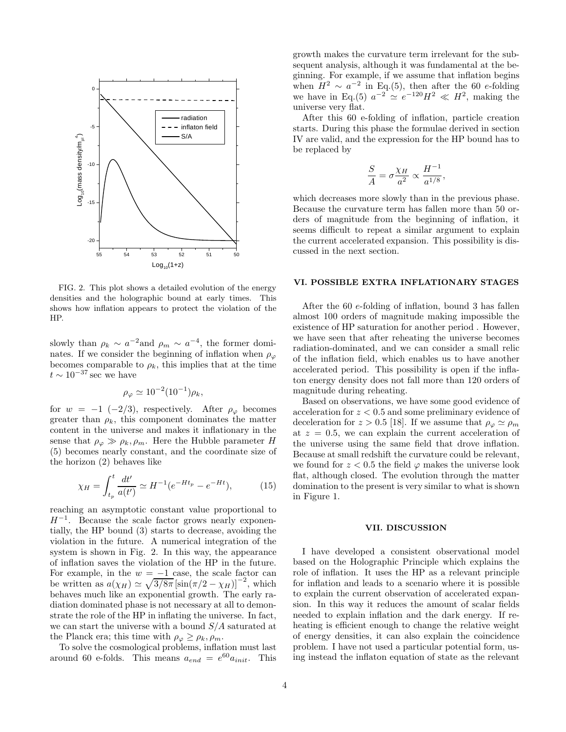FIG. 2. This plot shows a detailed evolution of the energy densities and the holographic bound at early times. This shows how inflation appears to protect the violation of the HP.

slowly than $\rho_k \sim a^{-2}$and $\rho_m \sim a^{-4}$, the former dominates. If we consider the beginning of inflation when $\rho_\varphi$ becomes comparable to $\rho_k$, this implies that at the time $t \sim 10^{-37}$ sec we have

$$\rho_\varphi \simeq 10^{-2}(10^{-1})\rho_k,$$

for $w = -1$ $(-2/3)$, respectively. After $\rho_\varphi$ becomes greater than $\rho_k$, this component dominates the matter content in the universe and makes it inflationary in the sense that $\rho_\varphi \gg \rho_k, \rho_m$. Here the Hubble parameter $H$ (5) becomes nearly constant, and the coordinate size of the horizon (2) behaves like

$$\chi_H = \int_{t_p}^{t} \frac{dt'}{a(t')} \simeq H^{-1}(e^{-Ht_p} - e^{-Ht}), \qquad (15)$$

reaching an asymptotic constant value proportional to $H^{-1}$. Because the scale factor grows nearly exponentially, the HP bound (3) starts to decrease, avoiding the violation in the future. A numerical integration of the system is shown in Fig. 2. In this way, the appearance of inflation saves the violation of the HP in the future. For example, in the $w = -1$ case, the scale factor can be written as $a(\chi_H) \simeq \sqrt{3/8\pi}\,[\sin(\pi/2 - \chi_H)]^{-2}$, which behaves much like an exponential growth. The early radiation dominated phase is not necessary at all to demonstrate the role of the HP in inflating the universe. In fact, we can start the universe with a bound $S/A$ saturated at the Planck era; this time with $\rho_\varphi \geq \rho_k, \rho_m$.

To solve the cosmological problems, inflation must last around 60 e-folds. This means $a_{end} = e^{60}a_{init}$. This growth makes the curvature term irrelevant for the subsequent analysis, although it was fundamental at the beginning. For example, if we assume that inflation begins when $H^2 \sim a^{-2}$ in Eq.(5), then after the 60 $e$-folding we have in Eq.(5) $a^{-2} \simeq e^{-120}H^2 \ll H^2$, making the universe very flat.

After this 60 $e$-folding of inflation, particle creation starts. During this phase the formulae derived in section IV are valid, and the expression for the HP bound has to be replaced by

$$\frac{S}{A} = \sigma\frac{\chi_H}{a^2} \propto \frac{H^{-1}}{a^{1/8}},$$

which decreases more slowly than in the previous phase. Because the curvature term has fallen more than 50 orders of magnitude from the beginning of inflation, it seems difficult to repeat a similar argument to explain the current accelerated expansion. This possibility is discussed in the next section.

## VI. POSSIBLE EXTRA INFLATIONARY STAGES

After the 60 $e$-folding of inflation, bound 3 has fallen almost 100 orders of magnitude making impossible the existence of HP saturation for another period . However, we have seen that after reheating the universe becomes radiation-dominated, and we can consider a small relic of the inflation field, which enables us to have another accelerated period. This possibility is open if the inflaton energy density does not fall more than 120 orders of magnitude during reheating.

Based on observations, we have some good evidence of acceleration for $z < 0.5$ and some preliminary evidence of deceleration for $z > 0.5$ [18]. If we assume that $\rho_\varphi \simeq \rho_m$ at $z = 0.5$, we can explain the current acceleration of the universe using the same field that drove inflation. Because at small redshift the curvature could be relevant, we found for $z < 0.5$ the field $\varphi$ makes the universe look flat, although closed. The evolution through the matter domination to the present is very similar to what is shown in Figure 1.

## VII. DISCUSSION

I have developed a consistent observational model based on the Holographic Principle which explains the role of inflation. It uses the HP as a relevant principle for inflation and leads to a scenario where it is possible to explain the current observation of accelerated expansion. In this way it reduces the amount of scalar fields needed to explain inflation and the dark energy. If reheating is efficient enough to change the relative weight of energy densities, it can also explain the coincidence problem. I have not used a particular potential form, using instead the inflaton equation of state as the relevant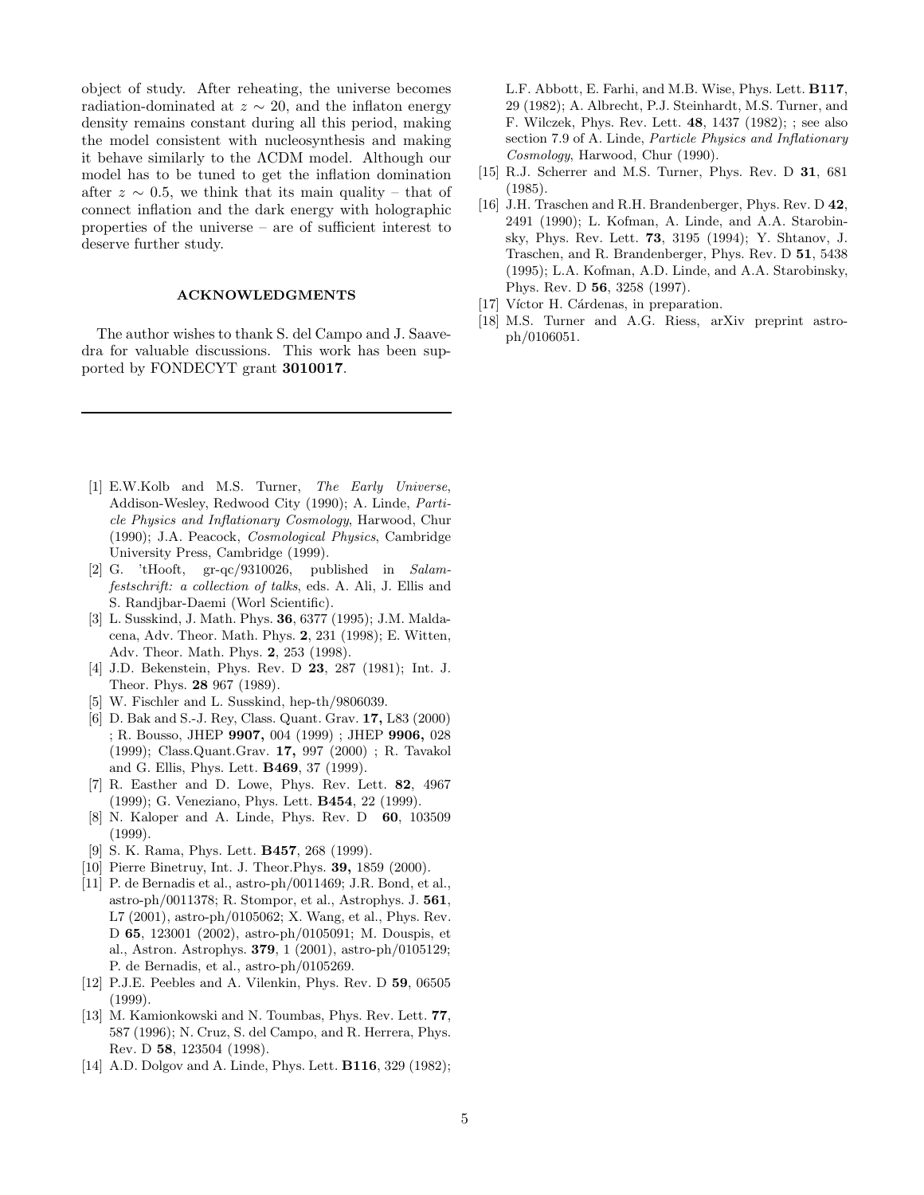object of study. After reheating, the universe becomes radiation-dominated at $z \sim 20$, and the inflaton energy density remains constant during all this period, making the model consistent with nucleosynthesis and making it behave similarly to the $\Lambda$CDM model. Although our model has to be tuned to get the inflation domination after $z \sim 0.5$, we think that its main quality – that of connect inflation and the dark energy with holographic properties of the universe – are of sufficient interest to deserve further study.

## ACKNOWLEDGMENTS

The author wishes to thank S. del Campo and J. Saavedra for valuable discussions. This work has been supported by FONDECYT grant **3010017**.

---

[1] E.W.Kolb and M.S. Turner, *The Early Universe*, Addison-Wesley, Redwood City (1990); A. Linde, *Particle Physics and Inflationary Cosmology*, Harwood, Chur (1990); J.A. Peacock, *Cosmological Physics*, Cambridge University Press, Cambridge (1999).

[2] G. 'tHooft, gr-qc/9310026, published in *Salamfestschrift: a collection of talks*, eds. A. Ali, J. Ellis and S. Randjbar-Daemi (Worl Scientific).

[3] L. Susskind, J. Math. Phys. **36**, 6377 (1995); J.M. Maldacena, Adv. Theor. Math. Phys. **2**, 231 (1998); E. Witten, Adv. Theor. Math. Phys. **2**, 253 (1998).

[4] J.D. Bekenstein, Phys. Rev. D **23**, 287 (1981); Int. J. Theor. Phys. **28** 967 (1989).

[5] W. Fischler and L. Susskind, hep-th/9806039.

[6] D. Bak and S.-J. Rey, Class. Quant. Grav. **17,** L83 (2000) ; R. Bousso, JHEP **9907,** 004 (1999) ; JHEP **9906,** 028 (1999); Class.Quant.Grav. **17,** 997 (2000) ; R. Tavakol and G. Ellis, Phys. Lett. **B469**, 37 (1999).

[7] R. Easther and D. Lowe, Phys. Rev. Lett. **82**, 4967 (1999); G. Veneziano, Phys. Lett. **B454**, 22 (1999).

[8] N. Kaloper and A. Linde, Phys. Rev. D **60**, 103509 (1999).

[9] S. K. Rama, Phys. Lett. **B457**, 268 (1999).

[10] Pierre Binetruy, Int. J. Theor.Phys. **39,** 1859 (2000).

[11] P. de Bernadis et al., astro-ph/0011469; J.R. Bond, et al., astro-ph/0011378; R. Stompor, et al., Astrophys. J. **561**, L7 (2001), astro-ph/0105062; X. Wang, et al., Phys. Rev. D **65**, 123001 (2002), astro-ph/0105091; M. Douspis, et al., Astron. Astrophys. **379**, 1 (2001), astro-ph/0105129; P. de Bernadis, et al., astro-ph/0105269.

[12] P.J.E. Peebles and A. Vilenkin, Phys. Rev. D **59**, 06505 (1999).

[13] M. Kamionkowski and N. Toumbas, Phys. Rev. Lett. **77**, 587 (1996); N. Cruz, S. del Campo, and R. Herrera, Phys. Rev. D **58**, 123504 (1998).

[14] A.D. Dolgov and A. Linde, Phys. Lett. **B116**, 329 (1982); L.F. Abbott, E. Farhi, and M.B. Wise, Phys. Lett. **B117**, 29 (1982); A. Albrecht, P.J. Steinhardt, M.S. Turner, and F. Wilczek, Phys. Rev. Lett. **48**, 1437 (1982); ; see also section 7.9 of A. Linde, *Particle Physics and Inflationary Cosmology*, Harwood, Chur (1990).

[15] R.J. Scherrer and M.S. Turner, Phys. Rev. D **31**, 681 (1985).

[16] J.H. Traschen and R.H. Brandenberger, Phys. Rev. D **42**, 2491 (1990); L. Kofman, A. Linde, and A.A. Starobinsky, Phys. Rev. Lett. **73**, 3195 (1994); Y. Shtanov, J. Traschen, and R. Brandenberger, Phys. Rev. D **51**, 5438 (1995); L.A. Kofman, A.D. Linde, and A.A. Starobinsky, Phys. Rev. D **56**, 3258 (1997).

[17] Víctor H. Cárdenas, in preparation.

[18] M.S. Turner and A.G. Riess, arXiv preprint astro-ph/0106051.